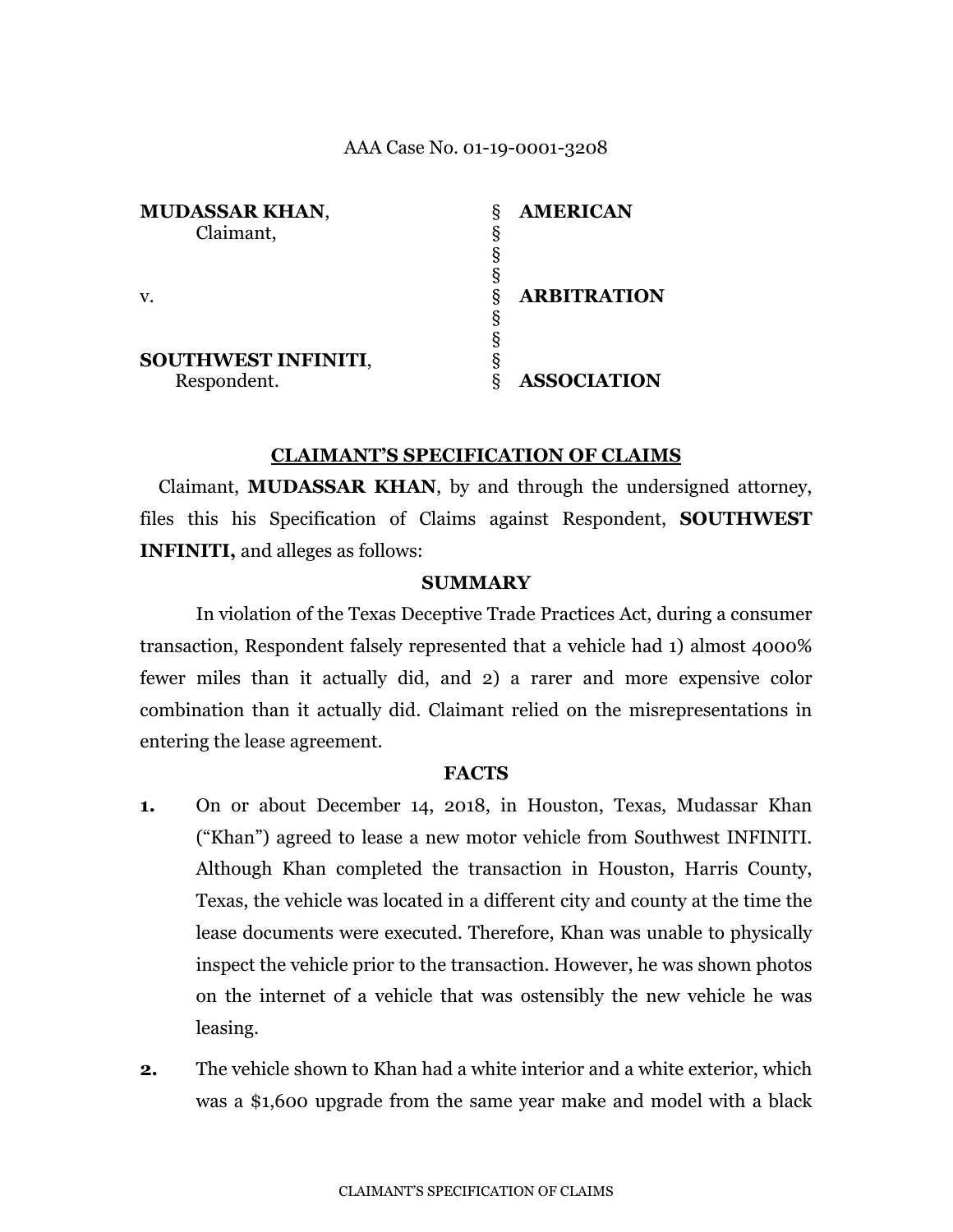AAA Case No. 01-19-0001-3208

| | | |
|---|---|---|
| **MUDASSAR KHAN**, Claimant, | § | **AMERICAN** |
| v. | § | **ARBITRATION** |
| **SOUTHWEST INFINITI**, Respondent. | § | **ASSOCIATION** |

## CLAIMANT'S SPECIFICATION OF CLAIMS

Claimant, **MUDASSAR KHAN**, by and through the undersigned attorney, files this his Specification of Claims against Respondent, **SOUTHWEST INFINITI,** and alleges as follows:

### SUMMARY

In violation of the Texas Deceptive Trade Practices Act, during a consumer transaction, Respondent falsely represented that a vehicle had 1) almost 4000% fewer miles than it actually did, and 2) a rarer and more expensive color combination than it actually did. Claimant relied on the misrepresentations in entering the lease agreement.

### FACTS

**1.** On or about December 14, 2018, in Houston, Texas, Mudassar Khan ("Khan") agreed to lease a new motor vehicle from Southwest INFINITI. Although Khan completed the transaction in Houston, Harris County, Texas, the vehicle was located in a different city and county at the time the lease documents were executed. Therefore, Khan was unable to physically inspect the vehicle prior to the transaction. However, he was shown photos on the internet of a vehicle that was ostensibly the new vehicle he was leasing.

**2.** The vehicle shown to Khan had a white interior and a white exterior, which was a $1,600 upgrade from the same year make and model with a black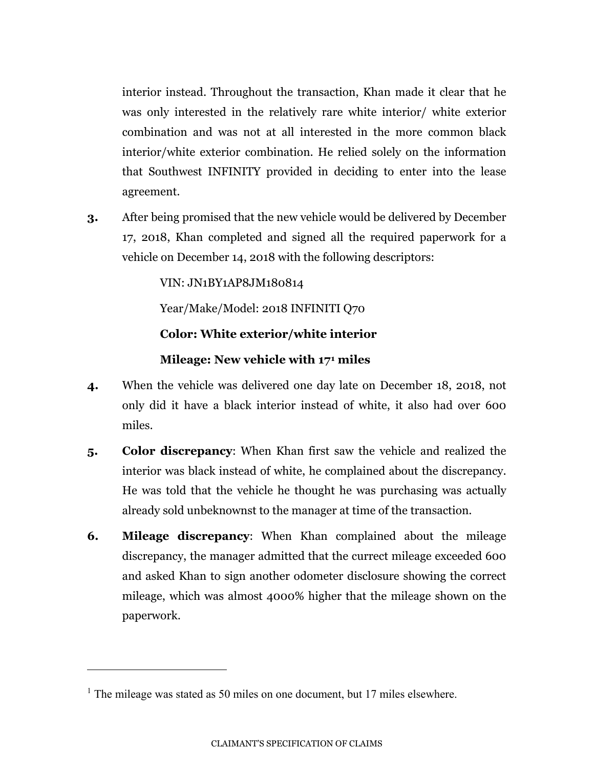interior instead. Throughout the transaction, Khan made it clear that he was only interested in the relatively rare white interior/ white exterior combination and was not at all interested in the more common black interior/white exterior combination. He relied solely on the information that Southwest INFINITY provided in deciding to enter into the lease agreement.

**3.** After being promised that the new vehicle would be delivered by December 17, 2018, Khan completed and signed all the required paperwork for a vehicle on December 14, 2018 with the following descriptors:

VIN: JN1BY1AP8JM180814

Year/Make/Model: 2018 INFINITI Q70

**Color: White exterior/white interior**

**Mileage: New vehicle with 17[1] miles**

**4.** When the vehicle was delivered one day late on December 18, 2018, not only did it have a black interior instead of white, it also had over 600 miles.

**5.** **Color discrepancy**: When Khan first saw the vehicle and realized the interior was black instead of white, he complained about the discrepancy. He was told that the vehicle he thought he was purchasing was actually already sold unbeknownst to the manager at time of the transaction.

**6.** **Mileage discrepancy**: When Khan complained about the mileage discrepancy, the manager admitted that the currect mileage exceeded 600 and asked Khan to sign another odometer disclosure showing the correct mileage, which was almost 4000% higher that the mileage shown on the paperwork.

---

[1] The mileage was stated as 50 miles on one document, but 17 miles elsewhere.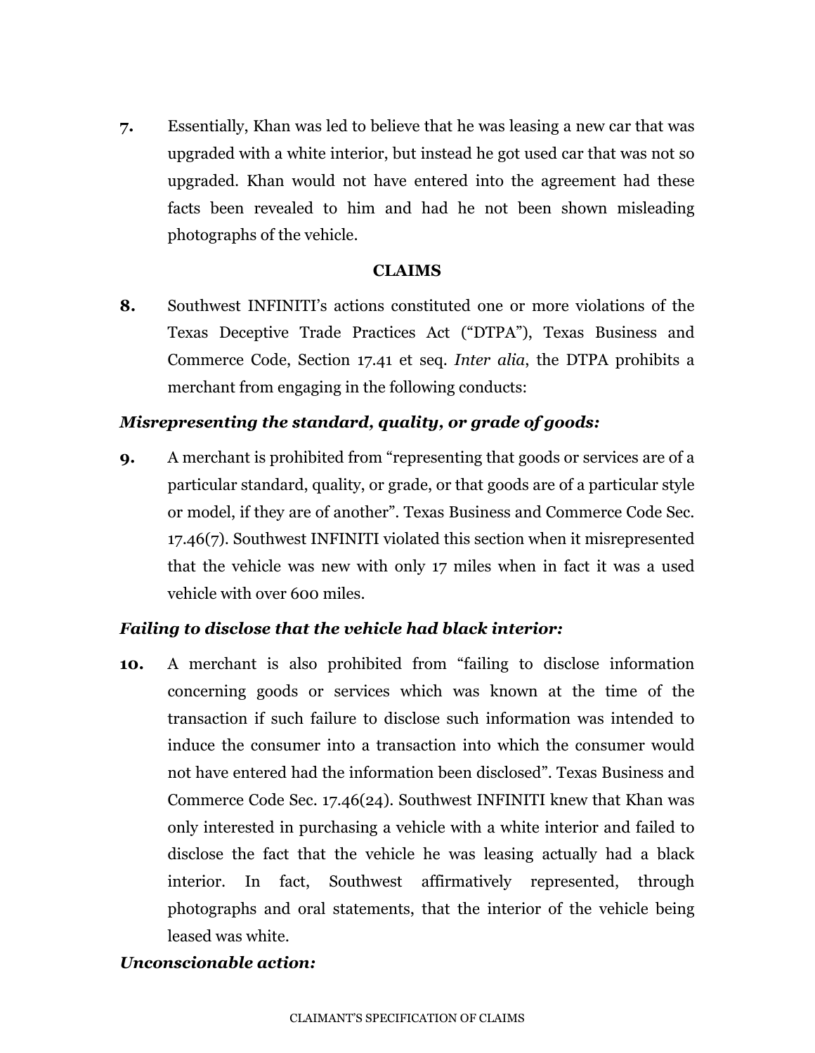**7.** Essentially, Khan was led to believe that he was leasing a new car that was upgraded with a white interior, but instead he got used car that was not so upgraded. Khan would not have entered into the agreement had these facts been revealed to him and had he not been shown misleading photographs of the vehicle.

## CLAIMS

**8.** Southwest INFINITI's actions constituted one or more violations of the Texas Deceptive Trade Practices Act ("DTPA"), Texas Business and Commerce Code, Section 17.41 et seq. *Inter alia*, the DTPA prohibits a merchant from engaging in the following conducts:

***Misrepresenting the standard, quality, or grade of goods:***

**9.** A merchant is prohibited from "representing that goods or services are of a particular standard, quality, or grade, or that goods are of a particular style or model, if they are of another". Texas Business and Commerce Code Sec. 17.46(7). Southwest INFINITI violated this section when it misrepresented that the vehicle was new with only 17 miles when in fact it was a used vehicle with over 600 miles.

***Failing to disclose that the vehicle had black interior:***

**10.** A merchant is also prohibited from "failing to disclose information concerning goods or services which was known at the time of the transaction if such failure to disclose such information was intended to induce the consumer into a transaction into which the consumer would not have entered had the information been disclosed". Texas Business and Commerce Code Sec. 17.46(24). Southwest INFINITI knew that Khan was only interested in purchasing a vehicle with a white interior and failed to disclose the fact that the vehicle he was leasing actually had a black interior. In fact, Southwest affirmatively represented, through photographs and oral statements, that the interior of the vehicle being leased was white.

***Unconscionable action:***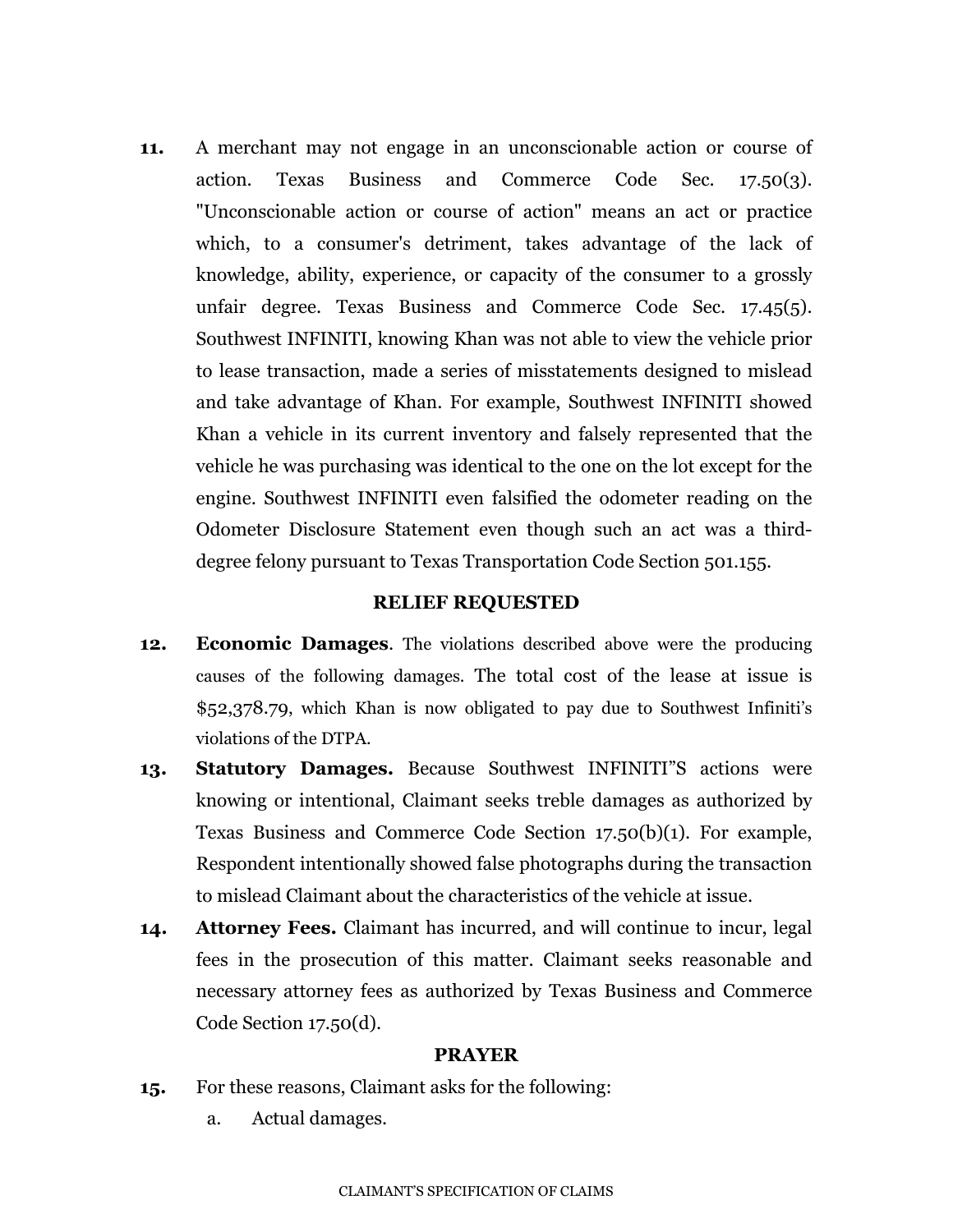**11.** A merchant may not engage in an unconscionable action or course of action. Texas Business and Commerce Code Sec. 17.50(3). "Unconscionable action or course of action" means an act or practice which, to a consumer's detriment, takes advantage of the lack of knowledge, ability, experience, or capacity of the consumer to a grossly unfair degree. Texas Business and Commerce Code Sec. 17.45(5). Southwest INFINITI, knowing Khan was not able to view the vehicle prior to lease transaction, made a series of misstatements designed to mislead and take advantage of Khan. For example, Southwest INFINITI showed Khan a vehicle in its current inventory and falsely represented that the vehicle he was purchasing was identical to the one on the lot except for the engine. Southwest INFINITI even falsified the odometer reading on the Odometer Disclosure Statement even though such an act was a third-degree felony pursuant to Texas Transportation Code Section 501.155.

## RELIEF REQUESTED

**12.** **Economic Damages**. The violations described above were the producing causes of the following damages. The total cost of the lease at issue is $52,378.79, which Khan is now obligated to pay due to Southwest Infiniti's violations of the DTPA.

**13.** **Statutory Damages.** Because Southwest INFINITI"S actions were knowing or intentional, Claimant seeks treble damages as authorized by Texas Business and Commerce Code Section 17.50(b)(1). For example, Respondent intentionally showed false photographs during the transaction to mislead Claimant about the characteristics of the vehicle at issue.

**14.** **Attorney Fees.** Claimant has incurred, and will continue to incur, legal fees in the prosecution of this matter. Claimant seeks reasonable and necessary attorney fees as authorized by Texas Business and Commerce Code Section 17.50(d).

## PRAYER

**15.** For these reasons, Claimant asks for the following:

a. Actual damages.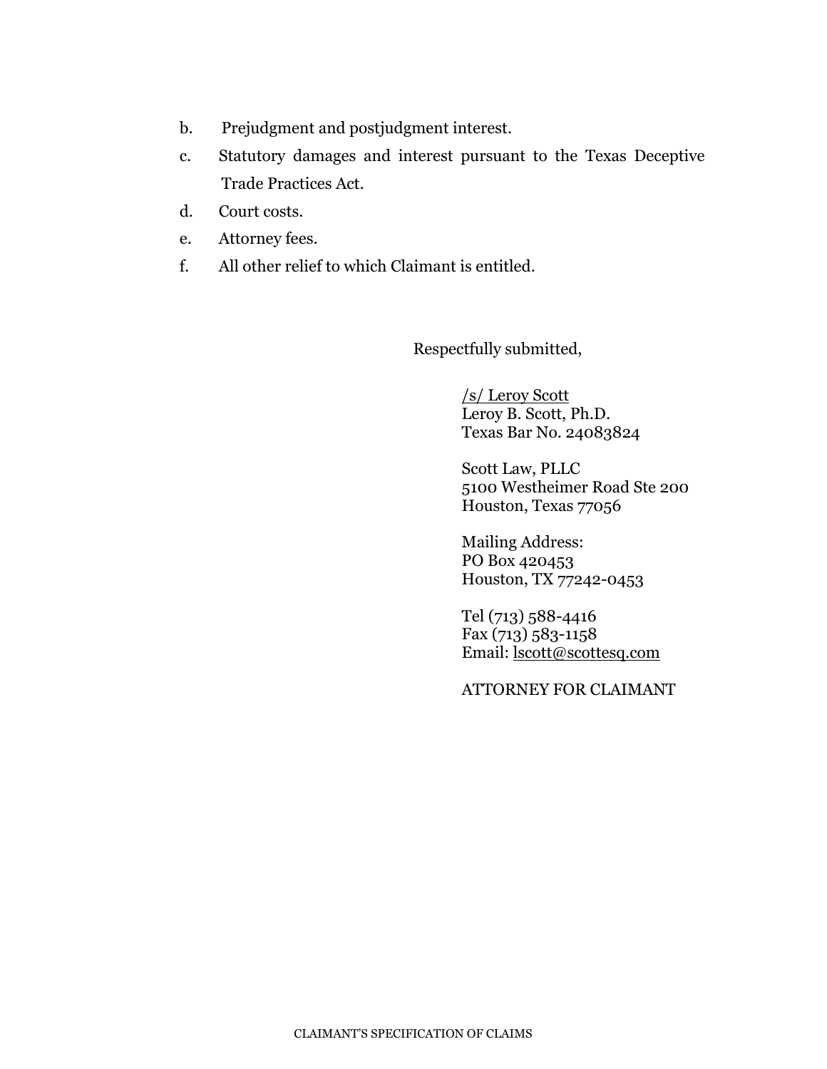b. Prejudgment and postjudgment interest.

c. Statutory damages and interest pursuant to the Texas Deceptive Trade Practices Act.

d. Court costs.

e. Attorney fees.

f. All other relief to which Claimant is entitled.

Respectfully submitted,

/s/ Leroy Scott
Leroy B. Scott, Ph.D.
Texas Bar No. 24083824

Scott Law, PLLC
5100 Westheimer Road Ste 200
Houston, Texas 77056

Mailing Address:
PO Box 420453
Houston, TX 77242-0453

Tel (713) 588-4416
Fax (713) 583-1158
Email: lscott@scottesq.com

ATTORNEY FOR CLAIMANT